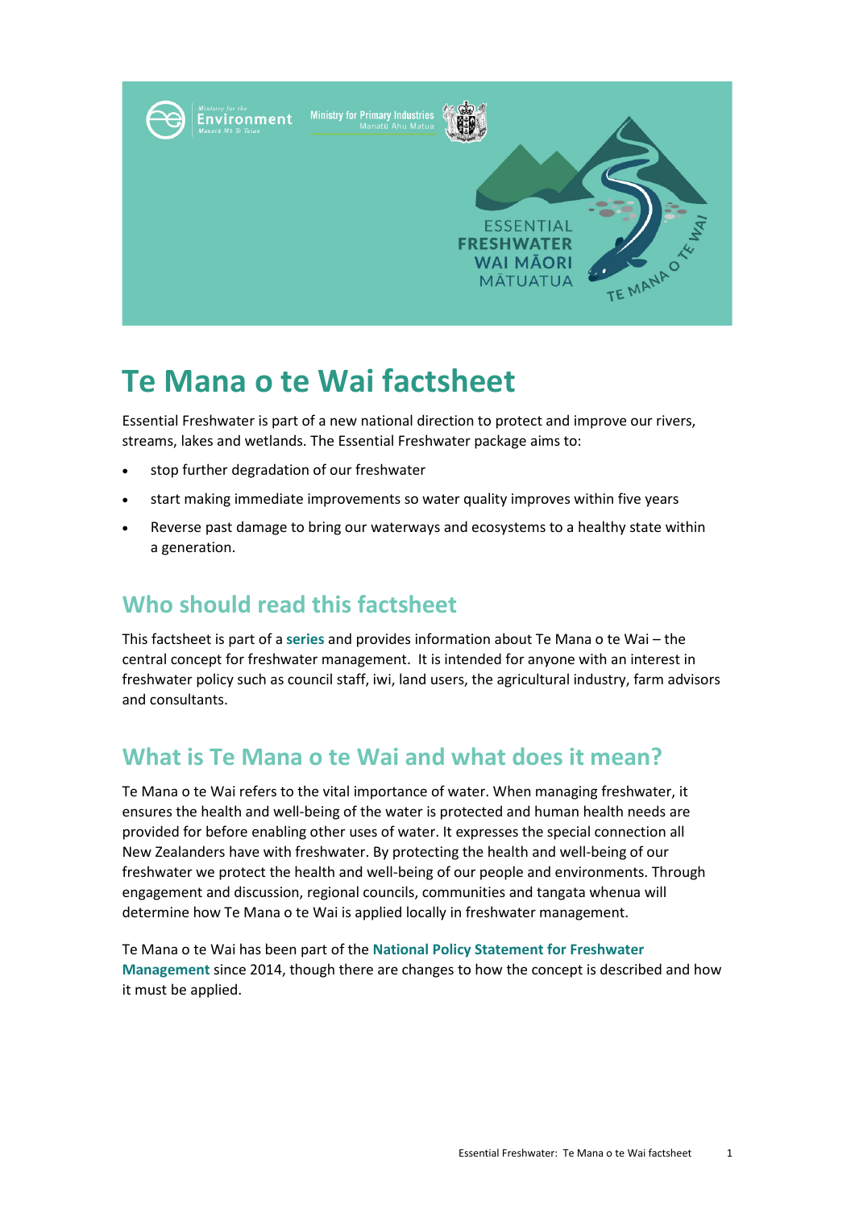# Te Mana o te Wai factsheet

Essential Freshwater is part of a new national direction to protect and improve our rivers, streams, lakes and wetlands. The Essential Freshwater package aims to:

- stop further degradation of our freshwater
- start making immediate improvements so water quality improves within five years
- Reverse past damage to bring our waterways and ecosystems to a healthy state within a generation.

## Who should read this factsheet

This factsheet is part of a **series** and provides information about Te Mana o te Wai – the central concept for freshwater management. It is intended for anyone with an interest in freshwater policy such as council staff, iwi, land users, the agricultural industry, farm advisors and consultants.

## What is Te Mana o te Wai and what does it mean?

Te Mana o te Wai refers to the vital importance of water. When managing freshwater, it ensures the health and well-being of the water is protected and human health needs are provided for before enabling other uses of water. It expresses the special connection all New Zealanders have with freshwater. By protecting the health and well-being of our freshwater we protect the health and well-being of our people and environments. Through engagement and discussion, regional councils, communities and tangata whenua will determine how Te Mana o te Wai is applied locally in freshwater management.

Te Mana o te Wai has been part of the **National Policy Statement for Freshwater Management** since 2014, though there are changes to how the concept is described and how it must be applied.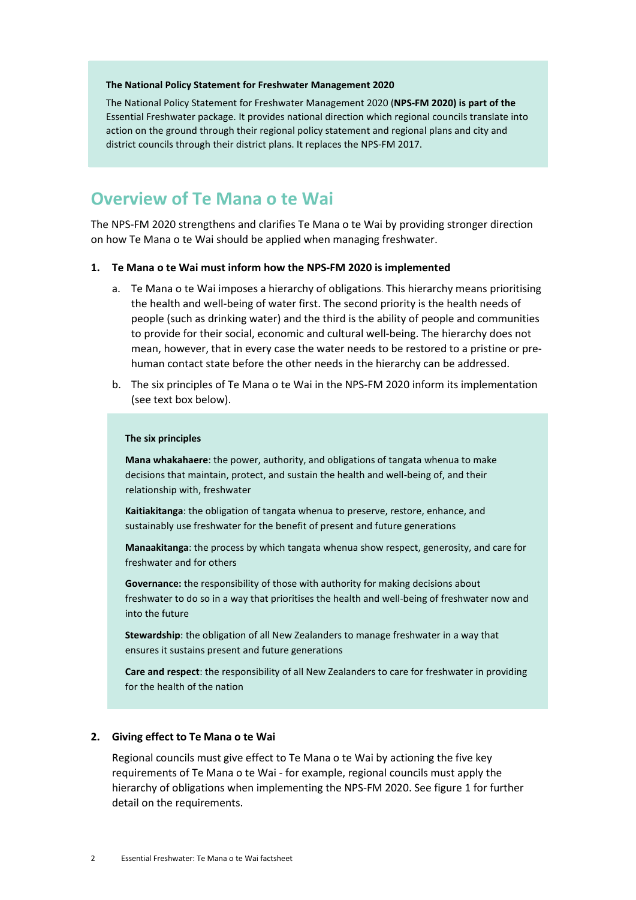**The National Policy Statement for Freshwater Management 2020**

The National Policy Statement for Freshwater Management 2020 (**NPS-FM 2020) is part of the** Essential Freshwater package. It provides national direction which regional councils translate into action on the ground through their regional policy statement and regional plans and city and district councils through their district plans. It replaces the NPS-FM 2017.

## Overview of Te Mana o te Wai

The NPS-FM 2020 strengthens and clarifies Te Mana o te Wai by providing stronger direction on how Te Mana o te Wai should be applied when managing freshwater.

1. **Te Mana o te Wai must inform how the NPS-FM 2020 is implemented**

   a. Te Mana o te Wai imposes a hierarchy of obligations. This hierarchy means prioritising the health and well-being of water first. The second priority is the health needs of people (such as drinking water) and the third is the ability of people and communities to provide for their social, economic and cultural well-being. The hierarchy does not mean, however, that in every case the water needs to be restored to a pristine or pre-human contact state before the other needs in the hierarchy can be addressed.

   b. The six principles of Te Mana o te Wai in the NPS-FM 2020 inform its implementation (see text box below).

**The six principles**

**Mana whakahaere**: the power, authority, and obligations of tangata whenua to make decisions that maintain, protect, and sustain the health and well-being of, and their relationship with, freshwater

**Kaitiakitanga**: the obligation of tangata whenua to preserve, restore, enhance, and sustainably use freshwater for the benefit of present and future generations

**Manaakitanga**: the process by which tangata whenua show respect, generosity, and care for freshwater and for others

**Governance:** the responsibility of those with authority for making decisions about freshwater to do so in a way that prioritises the health and well-being of freshwater now and into the future

**Stewardship**: the obligation of all New Zealanders to manage freshwater in a way that ensures it sustains present and future generations

**Care and respect**: the responsibility of all New Zealanders to care for freshwater in providing for the health of the nation

2. **Giving effect to Te Mana o te Wai**

   Regional councils must give effect to Te Mana o te Wai by actioning the five key requirements of Te Mana o te Wai - for example, regional councils must apply the hierarchy of obligations when implementing the NPS-FM 2020. See figure 1 for further detail on the requirements.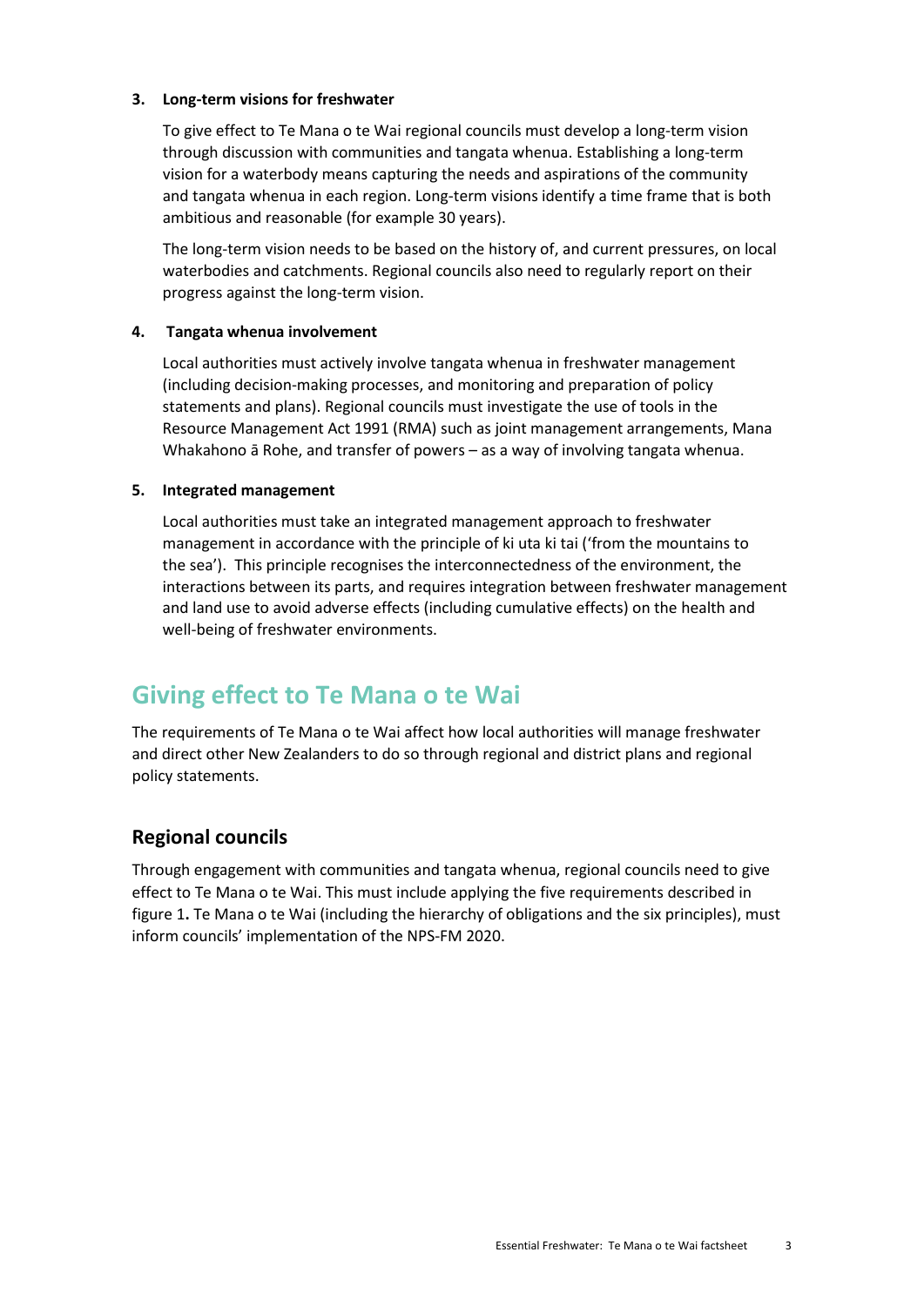**3. Long-term visions for freshwater**

To give effect to Te Mana o te Wai regional councils must develop a long-term vision through discussion with communities and tangata whenua. Establishing a long-term vision for a waterbody means capturing the needs and aspirations of the community and tangata whenua in each region. Long-term visions identify a time frame that is both ambitious and reasonable (for example 30 years).

The long-term vision needs to be based on the history of, and current pressures, on local waterbodies and catchments. Regional councils also need to regularly report on their progress against the long-term vision.

**4. Tangata whenua involvement**

Local authorities must actively involve tangata whenua in freshwater management (including decision-making processes, and monitoring and preparation of policy statements and plans). Regional councils must investigate the use of tools in the Resource Management Act 1991 (RMA) such as joint management arrangements, Mana Whakahono ā Rohe, and transfer of powers – as a way of involving tangata whenua.

**5. Integrated management**

Local authorities must take an integrated management approach to freshwater management in accordance with the principle of ki uta ki tai ('from the mountains to the sea'). This principle recognises the interconnectedness of the environment, the interactions between its parts, and requires integration between freshwater management and land use to avoid adverse effects (including cumulative effects) on the health and well-being of freshwater environments.

## Giving effect to Te Mana o te Wai

The requirements of Te Mana o te Wai affect how local authorities will manage freshwater and direct other New Zealanders to do so through regional and district plans and regional policy statements.

### Regional councils

Through engagement with communities and tangata whenua, regional councils need to give effect to Te Mana o te Wai. This must include applying the five requirements described in figure 1**.** Te Mana o te Wai (including the hierarchy of obligations and the six principles), must inform councils' implementation of the NPS-FM 2020.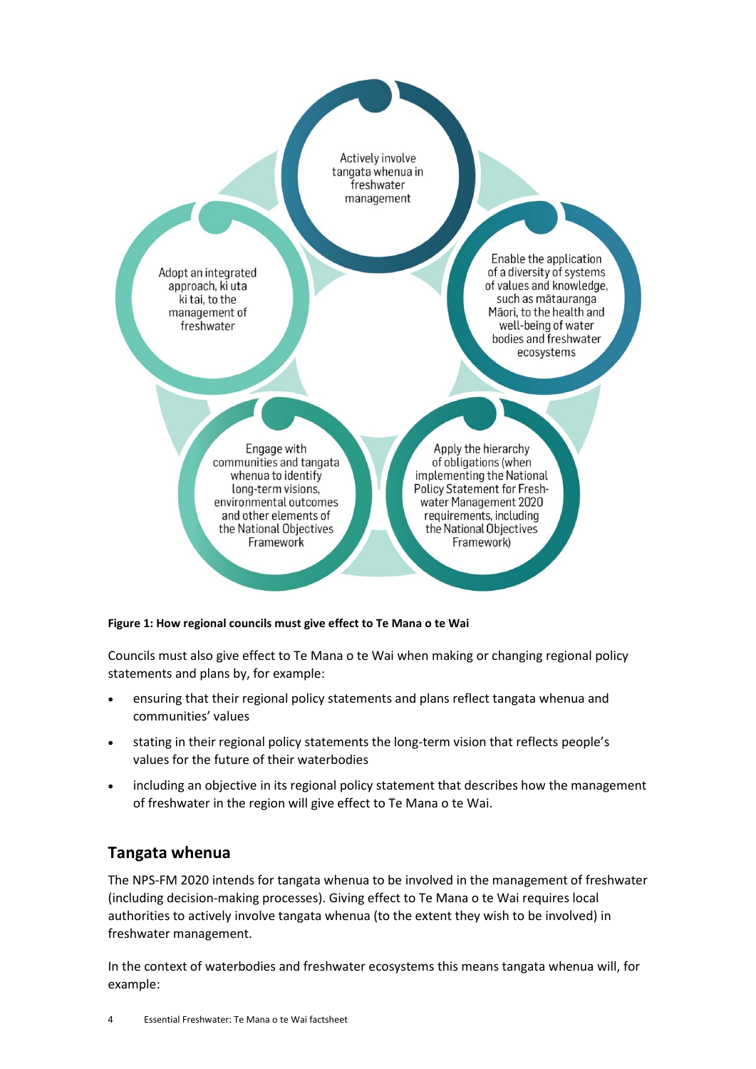Actively involve tangata whenua in freshwater management

Enable the application of a diversity of systems of values and knowledge, such as mātauranga Māori, to the health and well-being of water bodies and freshwater ecosystems

Apply the hierarchy of obligations (when implementing the National Policy Statement for Freshwater Management 2020 requirements, including the National Objectives Framework)

Engage with communities and tangata whenua to identify long-term visions, environmental outcomes and other elements of the National Objectives Framework

Adopt an integrated approach, ki uta ki tai, to the management of freshwater

**Figure 1: How regional councils must give effect to Te Mana o te Wai**

Councils must also give effect to Te Mana o te Wai when making or changing regional policy statements and plans by, for example:

- ensuring that their regional policy statements and plans reflect tangata whenua and communities' values
- stating in their regional policy statements the long-term vision that reflects people's values for the future of their waterbodies
- including an objective in its regional policy statement that describes how the management of freshwater in the region will give effect to Te Mana o te Wai.

## Tangata whenua

The NPS-FM 2020 intends for tangata whenua to be involved in the management of freshwater (including decision-making processes). Giving effect to Te Mana o te Wai requires local authorities to actively involve tangata whenua (to the extent they wish to be involved) in freshwater management.

In the context of waterbodies and freshwater ecosystems this means tangata whenua will, for example: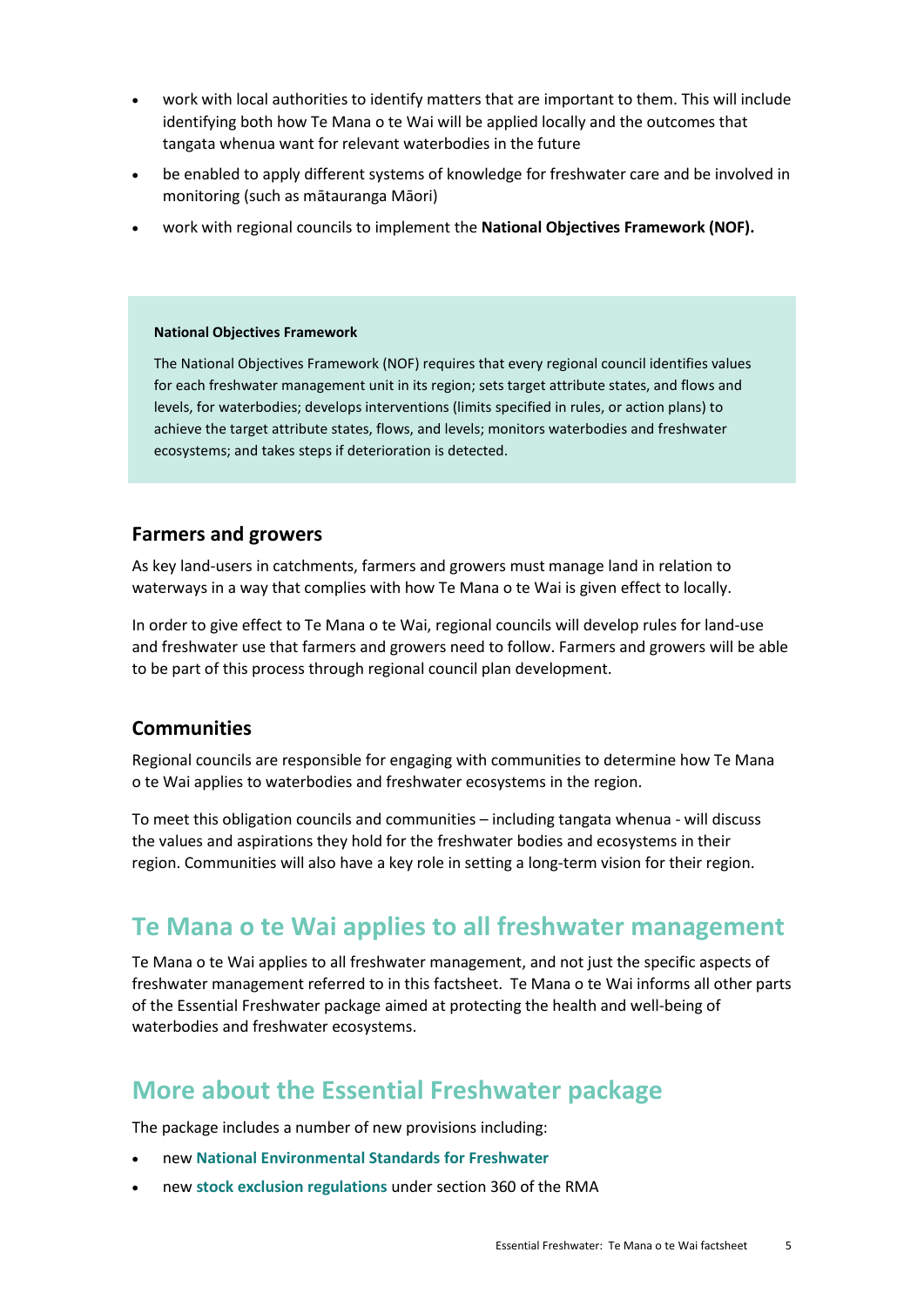- work with local authorities to identify matters that are important to them. This will include identifying both how Te Mana o te Wai will be applied locally and the outcomes that tangata whenua want for relevant waterbodies in the future
- be enabled to apply different systems of knowledge for freshwater care and be involved in monitoring (such as mātauranga Māori)
- work with regional councils to implement the **National Objectives Framework (NOF).**

> **National Objectives Framework**
>
> The National Objectives Framework (NOF) requires that every regional council identifies values for each freshwater management unit in its region; sets target attribute states, and flows and levels, for waterbodies; develops interventions (limits specified in rules, or action plans) to achieve the target attribute states, flows, and levels; monitors waterbodies and freshwater ecosystems; and takes steps if deterioration is detected.

### Farmers and growers

As key land-users in catchments, farmers and growers must manage land in relation to waterways in a way that complies with how Te Mana o te Wai is given effect to locally.

In order to give effect to Te Mana o te Wai, regional councils will develop rules for land-use and freshwater use that farmers and growers need to follow. Farmers and growers will be able to be part of this process through regional council plan development.

### Communities

Regional councils are responsible for engaging with communities to determine how Te Mana o te Wai applies to waterbodies and freshwater ecosystems in the region.

To meet this obligation councils and communities – including tangata whenua - will discuss the values and aspirations they hold for the freshwater bodies and ecosystems in their region. Communities will also have a key role in setting a long-term vision for their region.

## Te Mana o te Wai applies to all freshwater management

Te Mana o te Wai applies to all freshwater management, and not just the specific aspects of freshwater management referred to in this factsheet. Te Mana o te Wai informs all other parts of the Essential Freshwater package aimed at protecting the health and well-being of waterbodies and freshwater ecosystems.

## More about the Essential Freshwater package

The package includes a number of new provisions including:

- new **National Environmental Standards for Freshwater**
- new **stock exclusion regulations** under section 360 of the RMA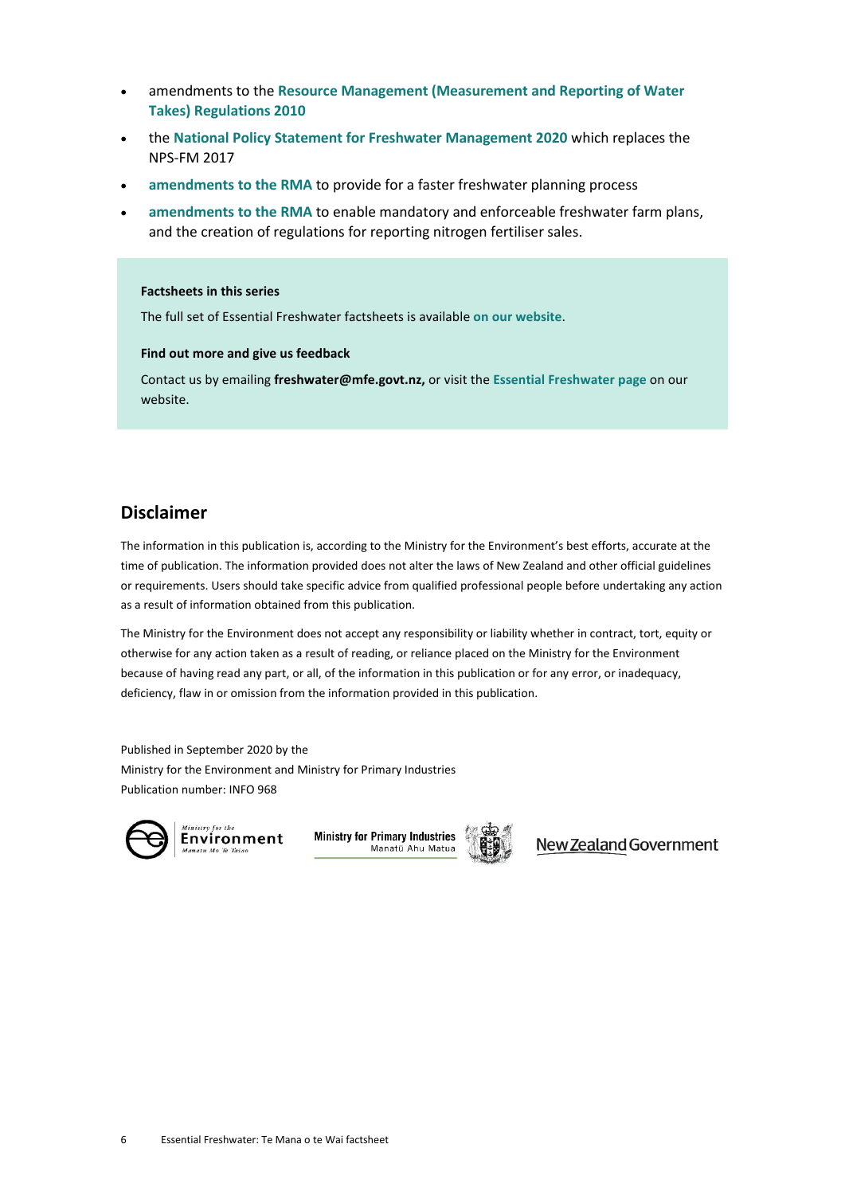- amendments to the **Resource Management (Measurement and Reporting of Water Takes) Regulations 2010**
- the **National Policy Statement for Freshwater Management 2020** which replaces the NPS-FM 2017
- **amendments to the RMA** to provide for a faster freshwater planning process
- **amendments to the RMA** to enable mandatory and enforceable freshwater farm plans, and the creation of regulations for reporting nitrogen fertiliser sales.

**Factsheets in this series**

The full set of Essential Freshwater factsheets is available **on our website**.

**Find out more and give us feedback**

Contact us by emailing **freshwater@mfe.govt.nz,** or visit the **Essential Freshwater page** on our website.

## Disclaimer

The information in this publication is, according to the Ministry for the Environment's best efforts, accurate at the time of publication. The information provided does not alter the laws of New Zealand and other official guidelines or requirements. Users should take specific advice from qualified professional people before undertaking any action as a result of information obtained from this publication.

The Ministry for the Environment does not accept any responsibility or liability whether in contract, tort, equity or otherwise for any action taken as a result of reading, or reliance placed on the Ministry for the Environment because of having read any part, or all, of the information in this publication or for any error, or inadequacy, deficiency, flaw in or omission from the information provided in this publication.

Published in September 2020 by the
Ministry for the Environment and Ministry for Primary Industries
Publication number: INFO 968

Ministry for the Environment
Manatū Mō Te Taiao

Ministry for Primary Industries
Manatū Ahu Matua

New Zealand Government